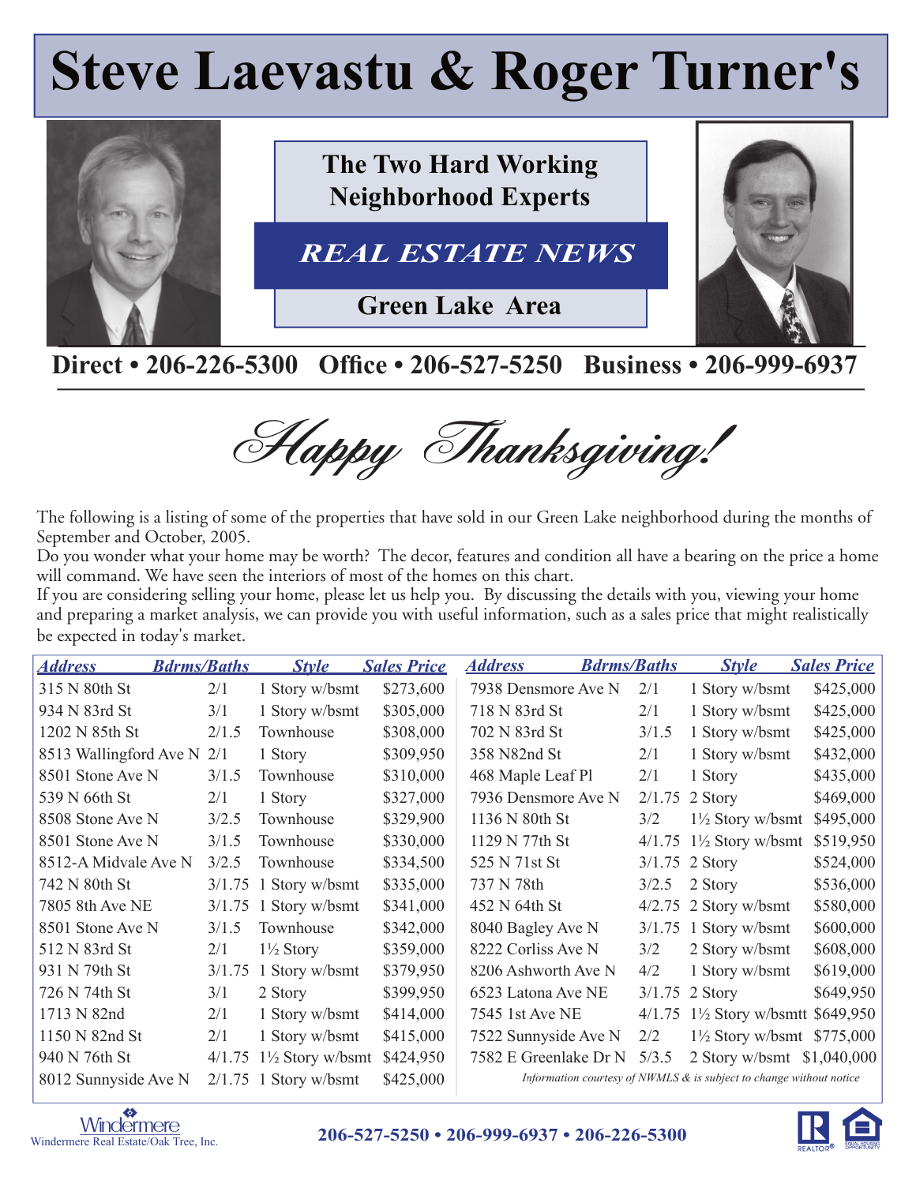# Steve Laevastu & Roger Turner's

**The Two Hard Working Neighborhood Experts**

***REAL ESTATE NEWS***

**Green Lake Area**

**Direct • 206-226-5300 Office • 206-527-5250 Business • 206-999-6937**

*Happy Thanksgiving!*

The following is a listing of some of the properties that have sold in our Green Lake neighborhood during the months of September and October, 2005.

Do you wonder what your home may be worth? The decor, features and condition all have a bearing on the price a home will command. We have seen the interiors of most of the homes on this chart.

If you are considering selling your home, please let us help you. By discussing the details with you, viewing your home and preparing a market analysis, we can provide you with useful information, such as a sales price that might realistically be expected in today's market.

| Address | Bdrms/Baths | Style | Sales Price |
|---|---|---|---|
| 315 N 80th St | 2/1 | 1 Story w/bsmt | $273,600 |
| 934 N 83rd St | 3/1 | 1 Story w/bsmt | $305,000 |
| 1202 N 85th St | 2/1.5 | Townhouse | $308,000 |
| 8513 Wallingford Ave N | 2/1 | 1 Story | $309,950 |
| 8501 Stone Ave N | 3/1.5 | Townhouse | $310,000 |
| 539 N 66th St | 2/1 | 1 Story | $327,000 |
| 8508 Stone Ave N | 3/2.5 | Townhouse | $329,900 |
| 8501 Stone Ave N | 3/1.5 | Townhouse | $330,000 |
| 8512-A Midvale Ave N | 3/2.5 | Townhouse | $334,500 |
| 742 N 80th St | 3/1.75 | 1 Story w/bsmt | $335,000 |
| 7805 8th Ave NE | 3/1.75 | 1 Story w/bsmt | $341,000 |
| 8501 Stone Ave N | 3/1.5 | Townhouse | $342,000 |
| 512 N 83rd St | 2/1 | 1½ Story | $359,000 |
| 931 N 79th St | 3/1.75 | 1 Story w/bsmt | $379,950 |
| 726 N 74th St | 3/1 | 2 Story | $399,950 |
| 1713 N 82nd | 2/1 | 1 Story w/bsmt | $414,000 |
| 1150 N 82nd St | 2/1 | 1 Story w/bsmt | $415,000 |
| 940 N 76th St | 4/1.75 | 1½ Story w/bsmt | $424,950 |
| 8012 Sunnyside Ave N | 2/1.75 | 1 Story w/bsmt | $425,000 |
| 7938 Densmore Ave N | 2/1 | 1 Story w/bsmt | $425,000 |
| 718 N 83rd St | 2/1 | 1 Story w/bsmt | $425,000 |
| 702 N 83rd St | 3/1.5 | 1 Story w/bsmt | $425,000 |
| 358 N82nd St | 2/1 | 1 Story w/bsmt | $432,000 |
| 468 Maple Leaf Pl | 2/1 | 1 Story | $435,000 |
| 7936 Densmore Ave N | 2/1.75 | 2 Story | $469,000 |
| 1136 N 80th St | 3/2 | 1½ Story w/bsmt | $495,000 |
| 1129 N 77th St | 4/1.75 | 1½ Story w/bsmt | $519,950 |
| 525 N 71st St | 3/1.75 | 2 Story | $524,000 |
| 737 N 78th | 3/2.5 | 2 Story | $536,000 |
| 452 N 64th St | 4/2.75 | 2 Story w/bsmt | $580,000 |
| 8040 Bagley Ave N | 3/1.75 | 1 Story w/bsmt | $600,000 |
| 8222 Corliss Ave N | 3/2 | 2 Story w/bsmt | $608,000 |
| 8206 Ashworth Ave N | 4/2 | 1 Story w/bsmt | $619,000 |
| 6523 Latona Ave NE | 3/1.75 | 2 Story | $649,950 |
| 7545 1st Ave NE | 4/1.75 | 1½ Story w/bsmtt | $649,950 |
| 7522 Sunnyside Ave N | 2/2 | 1½ Story w/bsmt | $775,000 |
| 7582 E Greenlake Dr N | 5/3.5 | 2 Story w/bsmt | $1,040,000 |

*Information courtesy of NWMLS & is subject to change without notice*

Windermere Real Estate/Oak Tree, Inc.

**206-527-5250 • 206-999-6937 • 206-226-5300**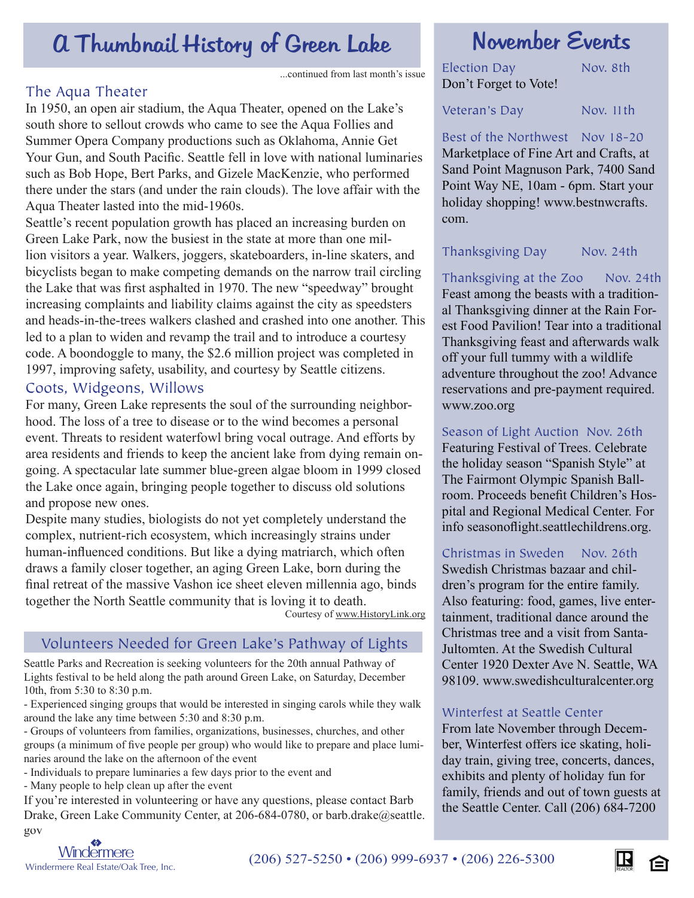# A Thumbnail History of Green Lake

...continued from last month's issue

## The Aqua Theater

In 1950, an open air stadium, the Aqua Theater, opened on the Lake's south shore to sellout crowds who came to see the Aqua Follies and Summer Opera Company productions such as Oklahoma, Annie Get Your Gun, and South Pacific. Seattle fell in love with national luminaries such as Bob Hope, Bert Parks, and Gizele MacKenzie, who performed there under the stars (and under the rain clouds). The love affair with the Aqua Theater lasted into the mid-1960s.

Seattle's recent population growth has placed an increasing burden on Green Lake Park, now the busiest in the state at more than one million visitors a year. Walkers, joggers, skateboarders, in-line skaters, and bicyclists began to make competing demands on the narrow trail circling the Lake that was first asphalted in 1970. The new "speedway" brought increasing complaints and liability claims against the city as speedsters and heads-in-the-trees walkers clashed and crashed into one another. This led to a plan to widen and revamp the trail and to introduce a courtesy code. A boondoggle to many, the $2.6 million project was completed in 1997, improving safety, usability, and courtesy by Seattle citizens.

## Coots, Widgeons, Willows

For many, Green Lake represents the soul of the surrounding neighborhood. The loss of a tree to disease or to the wind becomes a personal event. Threats to resident waterfowl bring vocal outrage. And efforts by area residents and friends to keep the ancient lake from dying remain ongoing. A spectacular late summer blue-green algae bloom in 1999 closed the Lake once again, bringing people together to discuss old solutions and propose new ones.

Despite many studies, biologists do not yet completely understand the complex, nutrient-rich ecosystem, which increasingly strains under human-influenced conditions. But like a dying matriarch, which often draws a family closer together, an aging Green Lake, born during the final retreat of the massive Vashon ice sheet eleven millennia ago, binds together the North Seattle community that is loving it to death.

Courtesy of www.HistoryLink.org

## Volunteers Needed for Green Lake's Pathway of Lights

Seattle Parks and Recreation is seeking volunteers for the 20th annual Pathway of Lights festival to be held along the path around Green Lake, on Saturday, December 10th, from 5:30 to 8:30 p.m.

- Experienced singing groups that would be interested in singing carols while they walk around the lake any time between 5:30 and 8:30 p.m.
- Groups of volunteers from families, organizations, businesses, churches, and other groups (a minimum of five people per group) who would like to prepare and place luminaries around the lake on the afternoon of the event
- Individuals to prepare luminaries a few days prior to the event and
- Many people to help clean up after the event

If you're interested in volunteering or have any questions, please contact Barb Drake, Green Lake Community Center, at 206-684-0780, or barb.drake@seattle.gov

# November Events

**Election Day** — Nov. 8th
Don't Forget to Vote!

**Veteran's Day** — Nov. 11th

**Best of the Northwest** — Nov 18-20
Marketplace of Fine Art and Crafts, at Sand Point Magnuson Park, 7400 Sand Point Way NE, 10am - 6pm. Start your holiday shopping! www.bestnwcrafts.com.

**Thanksgiving Day** — Nov. 24th

**Thanksgiving at the Zoo** — Nov. 24th
Feast among the beasts with a traditional Thanksgiving dinner at the Rain Forest Food Pavilion! Tear into a traditional Thanksgiving feast and afterwards walk off your full tummy with a wildlife adventure throughout the zoo! Advance reservations and pre-payment required. www.zoo.org

**Season of Light Auction** — Nov. 26th
Featuring Festival of Trees. Celebrate the holiday season "Spanish Style" at The Fairmont Olympic Spanish Ballroom. Proceeds benefit Children's Hospital and Regional Medical Center. For info seasonoflight.seattlechildrens.org.

**Christmas in Sweden** — Nov. 26th
Swedish Christmas bazaar and children's program for the entire family. Also featuring: food, games, live entertainment, traditional dance around the Christmas tree and a visit from Santa-Jultomten. At the Swedish Cultural Center 1920 Dexter Ave N. Seattle, WA 98109. www.swedishculturalcenter.org

**Winterfest at Seattle Center**
From late November through December, Winterfest offers ice skating, holiday train, giving tree, concerts, dances, exhibits and plenty of holiday fun for family, friends and out of town guests at the Seattle Center. Call (206) 684-7200

Windermere
Windermere Real Estate/Oak Tree, Inc.

(206) 527-5250 • (206) 999-6937 • (206) 226-5300